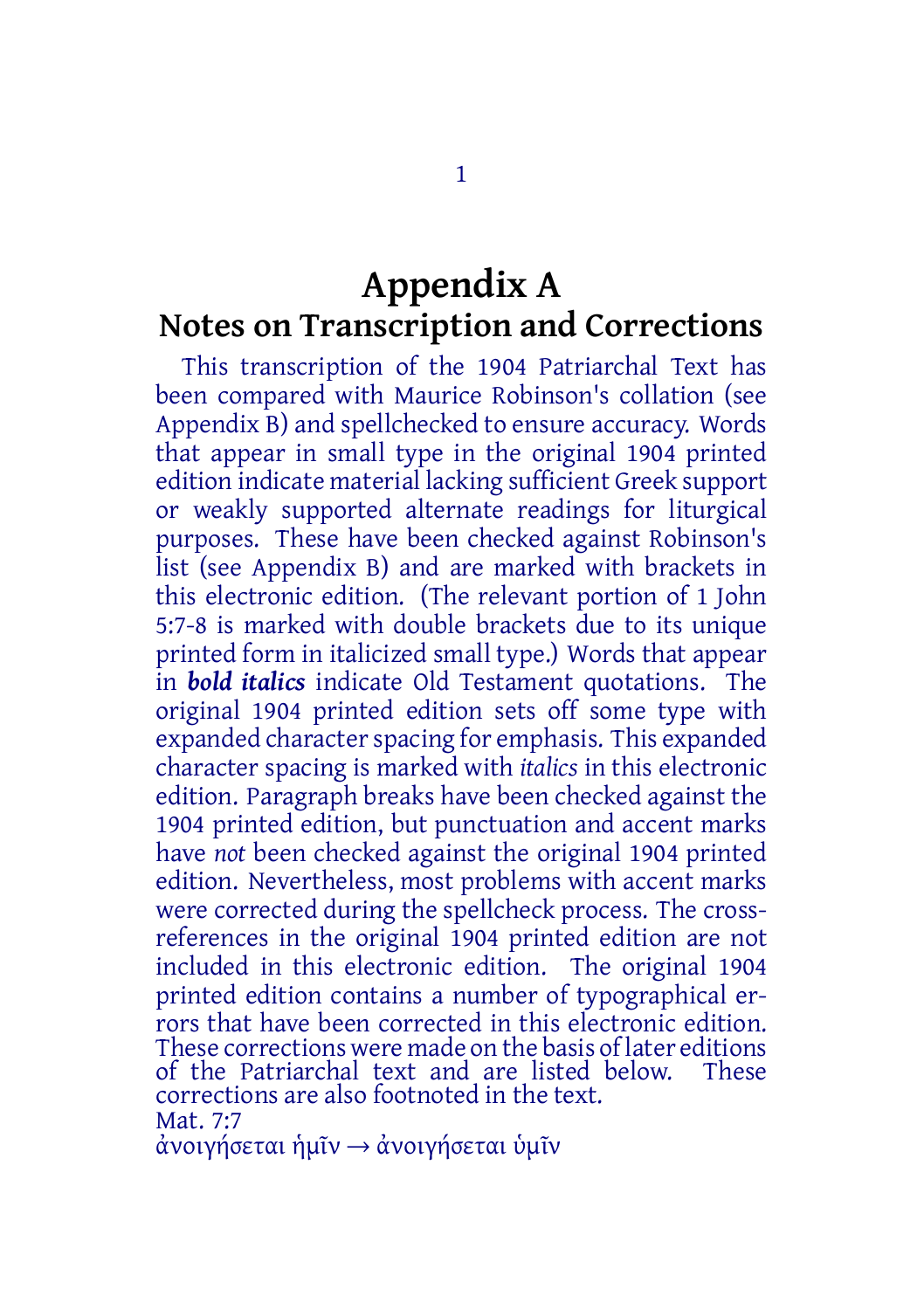# Appendix A
## Notes on Transcription and Corrections

This transcription of the 1904 Patriarchal Text has been compared with Maurice Robinson's collation (see Appendix B) and spellchecked to ensure accuracy. Words that appear in small type in the original 1904 printed edition indicate material lacking sufficient Greek support or weakly supported alternate readings for liturgical purposes. These have been checked against Robinson's list (see Appendix B) and are marked with brackets in this electronic edition. (The relevant portion of 1 John 5:7-8 is marked with double brackets due to its unique printed form in italicized small type.) Words that appear in ***bold italics*** indicate Old Testament quotations. The original 1904 printed edition sets off some type with expanded character spacing for emphasis. This expanded character spacing is marked with *italics* in this electronic edition. Paragraph breaks have been checked against the 1904 printed edition, but punctuation and accent marks have *not* been checked against the original 1904 printed edition. Nevertheless, most problems with accent marks were corrected during the spellcheck process. The cross-references in the original 1904 printed edition are not included in this electronic edition. The original 1904 printed edition contains a number of typographical errors that have been corrected in this electronic edition. These corrections were made on the basis of later editions of the Patriarchal text and are listed below. These corrections are also footnoted in the text.

Mat. 7:7
ἀνοιγήσεται ἡμῖν → ἀνοιγήσεται ὑμῖν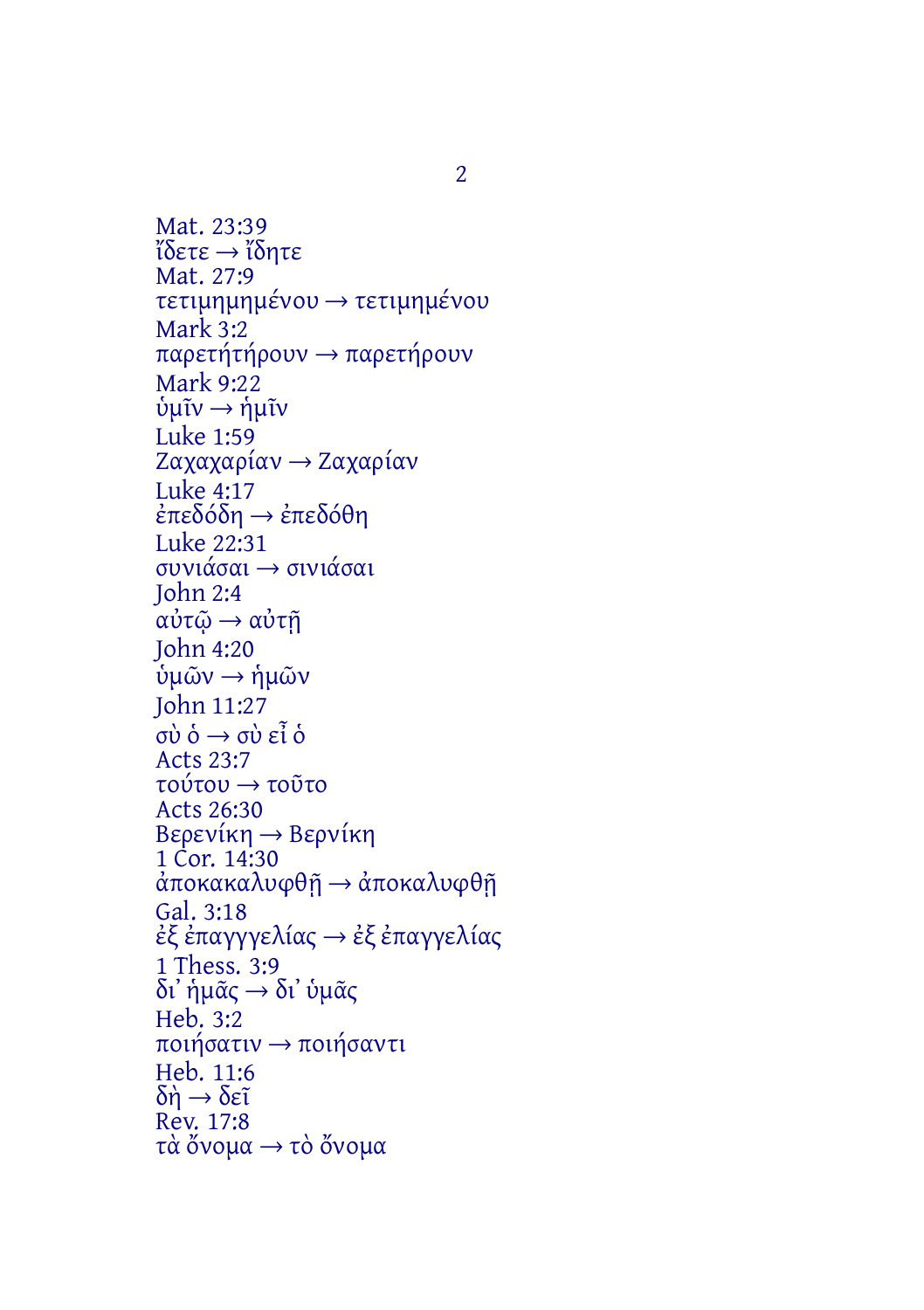Mat. 23:39
ἴδετε → ἴδητε
Mat. 27:9
τετιμημημένου → τετιμημένου
Mark 3:2
παρετήτήρουν → παρετήρουν
Mark 9:22
ὑμῖν → ἡμῖν
Luke 1:59
Ζαχαχαρίαν → Ζαχαρίαν
Luke 4:17
ἐπεδόδη → ἐπεδόθη
Luke 22:31
συνιάσαι → σινιάσαι
John 2:4
αὐτῷ → αὐτῇ
John 4:20
ὑμῶν → ἡμῶν
John 11:27
σὺ ὁ → σὺ εἶ ὁ
Acts 23:7
τούτου → τοῦτο
Acts 26:30
Βερενίκη → Βερνίκη
1 Cor. 14:30
ἀποκακαλυφθῇ → ἀποκαλυφθῇ
Gal. 3:18
ἐξ ἐπαγγγελίας → ἐξ ἐπαγγελίας
1 Thess. 3:9
δι᾽ ἡμᾶς → δι᾽ ὑμᾶς
Heb. 3:2
ποιήσατιν → ποιήσαντι
Heb. 11:6
δὴ → δεῖ
Rev. 17:8
τὰ ὄνομα → τὸ ὄνομα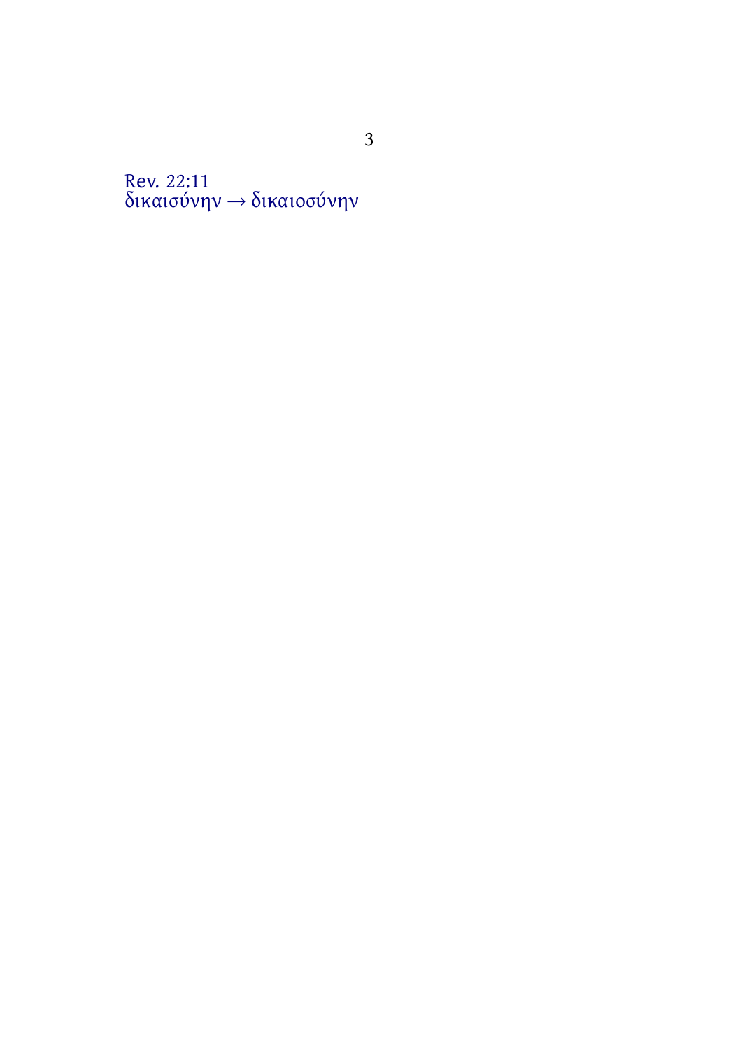Rev. 22:11
δικαισύνην → δικαιοσύνην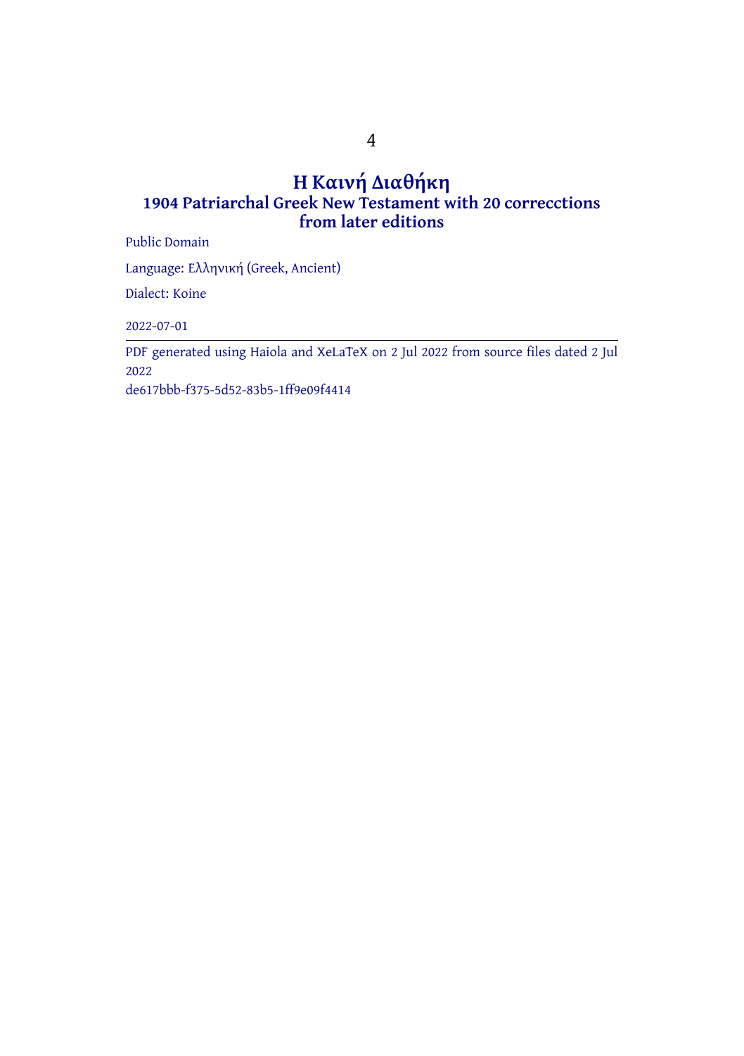# Η Καινή Διαθήκη
## 1904 Patriarchal Greek New Testament with 20 correcctions from later editions

Public Domain

Language: Ελληνική (Greek, Ancient)

Dialect: Koine

2022-07-01

---

PDF generated using Haiola and XeLaTeX on 2 Jul 2022 from source files dated 2 Jul 2022

de617bbb-f375-5d52-83b5-1ff9e09f4414